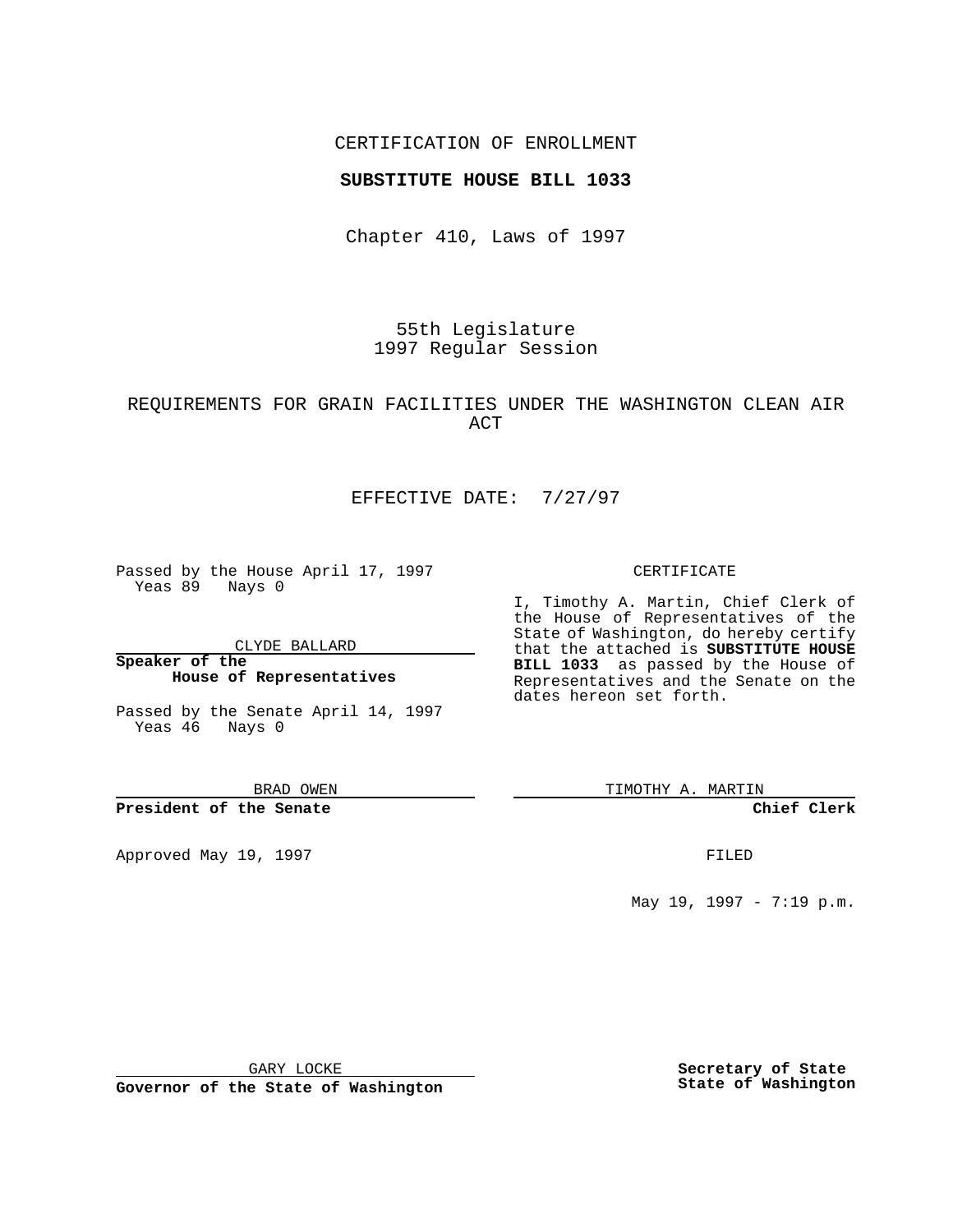CERTIFICATION OF ENROLLMENT

**SUBSTITUTE HOUSE BILL 1033**

Chapter 410, Laws of 1997

55th Legislature
1997 Regular Session

REQUIREMENTS FOR GRAIN FACILITIES UNDER THE WASHINGTON CLEAN AIR ACT

EFFECTIVE DATE: 7/27/97

Passed by the House April 17, 1997
Yeas 89 Nays 0

CLYDE BALLARD

**Speaker of the House of Representatives**

Passed by the Senate April 14, 1997
Yeas 46 Nays 0

BRAD OWEN

**President of the Senate**

Approved May 19, 1997

GARY LOCKE

**Governor of the State of Washington**

CERTIFICATE

I, Timothy A. Martin, Chief Clerk of the House of Representatives of the State of Washington, do hereby certify that the attached is **SUBSTITUTE HOUSE BILL 1033** as passed by the House of Representatives and the Senate on the dates hereon set forth.

TIMOTHY A. MARTIN

**Chief Clerk**

FILED

May 19, 1997 - 7:19 p.m.

**Secretary of State**
**State of Washington**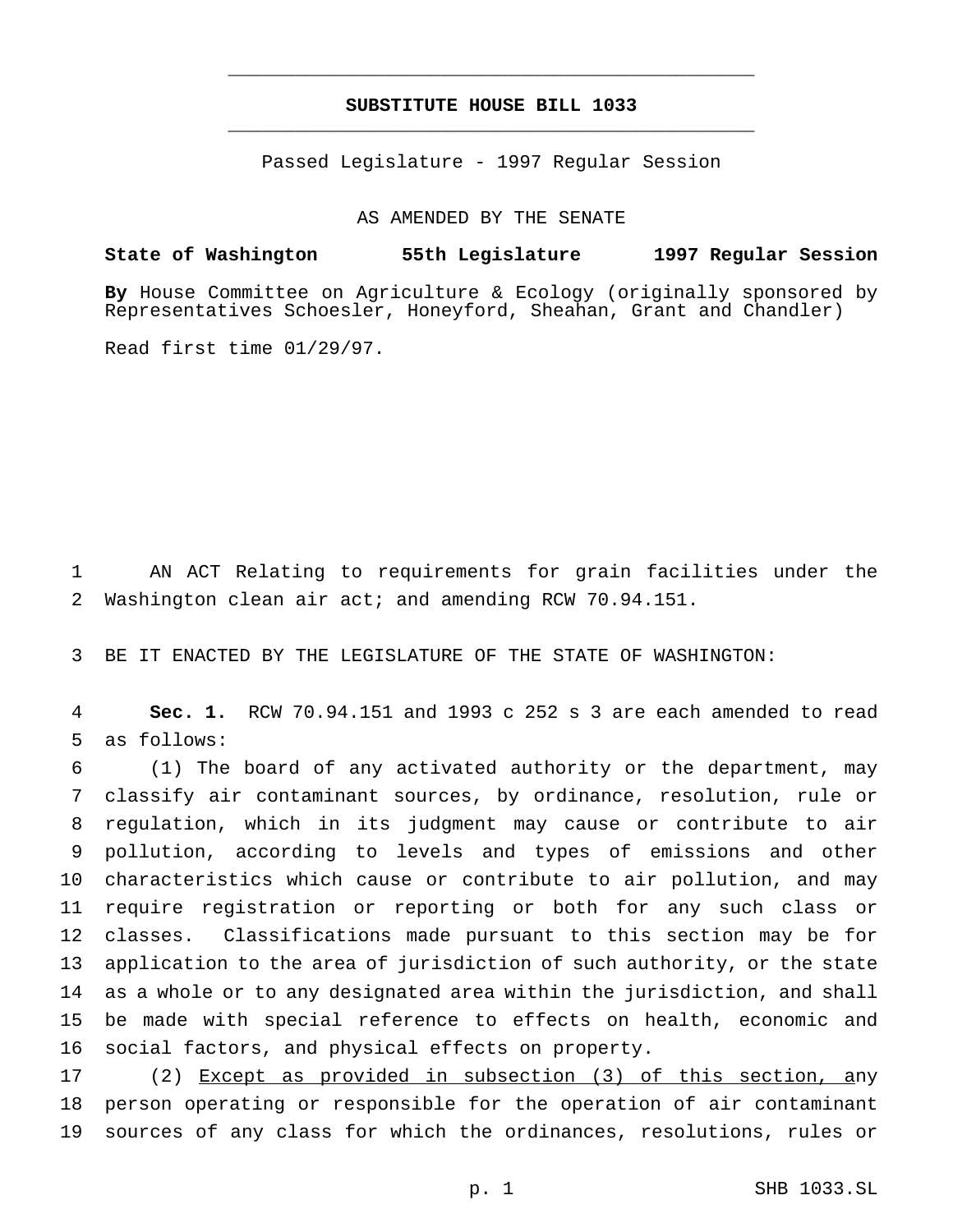# SUBSTITUTE HOUSE BILL 1033

Passed Legislature - 1997 Regular Session

AS AMENDED BY THE SENATE

**State of Washington 55th Legislature 1997 Regular Session**

**By** House Committee on Agriculture & Ecology (originally sponsored by Representatives Schoesler, Honeyford, Sheahan, Grant and Chandler)

Read first time 01/29/97.

AN ACT Relating to requirements for grain facilities under the Washington clean air act; and amending RCW 70.94.151.

BE IT ENACTED BY THE LEGISLATURE OF THE STATE OF WASHINGTON:

**Sec. 1.** RCW 70.94.151 and 1993 c 252 s 3 are each amended to read as follows:

(1) The board of any activated authority or the department, may classify air contaminant sources, by ordinance, resolution, rule or regulation, which in its judgment may cause or contribute to air pollution, according to levels and types of emissions and other characteristics which cause or contribute to air pollution, and may require registration or reporting or both for any such class or classes. Classifications made pursuant to this section may be for application to the area of jurisdiction of such authority, or the state as a whole or to any designated area within the jurisdiction, and shall be made with special reference to effects on health, economic and social factors, and physical effects on property.

(2) <u>Except as provided in subsection (3) of this section, a</u>ny person operating or responsible for the operation of air contaminant sources of any class for which the ordinances, resolutions, rules or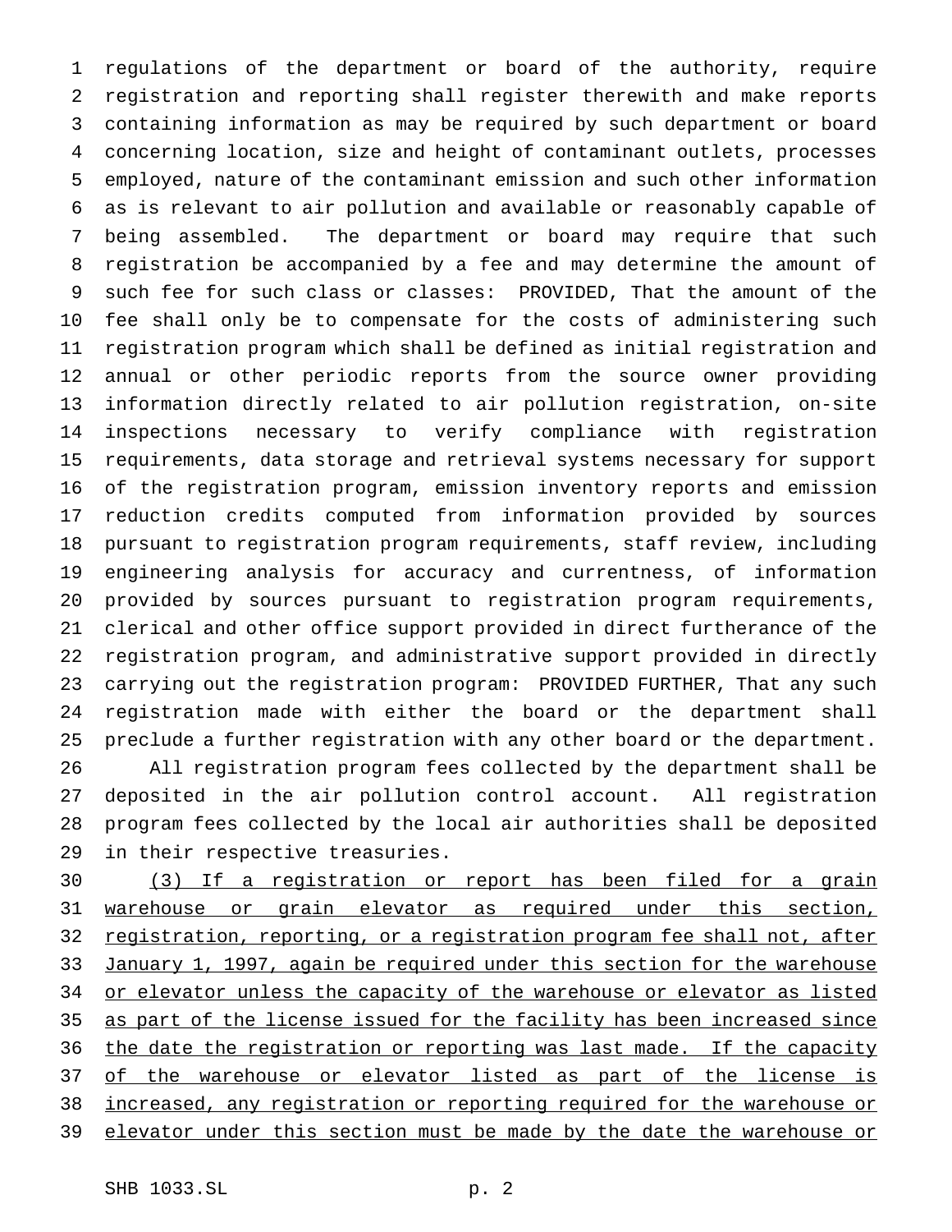regulations of the department or board of the authority, require registration and reporting shall register therewith and make reports containing information as may be required by such department or board concerning location, size and height of contaminant outlets, processes employed, nature of the contaminant emission and such other information as is relevant to air pollution and available or reasonably capable of being assembled. The department or board may require that such registration be accompanied by a fee and may determine the amount of such fee for such class or classes: PROVIDED, That the amount of the fee shall only be to compensate for the costs of administering such registration program which shall be defined as initial registration and annual or other periodic reports from the source owner providing information directly related to air pollution registration, on-site inspections necessary to verify compliance with registration requirements, data storage and retrieval systems necessary for support of the registration program, emission inventory reports and emission reduction credits computed from information provided by sources pursuant to registration program requirements, staff review, including engineering analysis for accuracy and currentness, of information provided by sources pursuant to registration program requirements, clerical and other office support provided in direct furtherance of the registration program, and administrative support provided in directly carrying out the registration program: PROVIDED FURTHER, That any such registration made with either the board or the department shall preclude a further registration with any other board or the department.

All registration program fees collected by the department shall be deposited in the air pollution control account. All registration program fees collected by the local air authorities shall be deposited in their respective treasuries.

<u>(3) If a registration or report has been filed for a grain warehouse or grain elevator as required under this section, registration, reporting, or a registration program fee shall not, after January 1, 1997, again be required under this section for the warehouse or elevator unless the capacity of the warehouse or elevator as listed as part of the license issued for the facility has been increased since the date the registration or reporting was last made. If the capacity of the warehouse or elevator listed as part of the license is increased, any registration or reporting required for the warehouse or elevator under this section must be made by the date the warehouse or</u>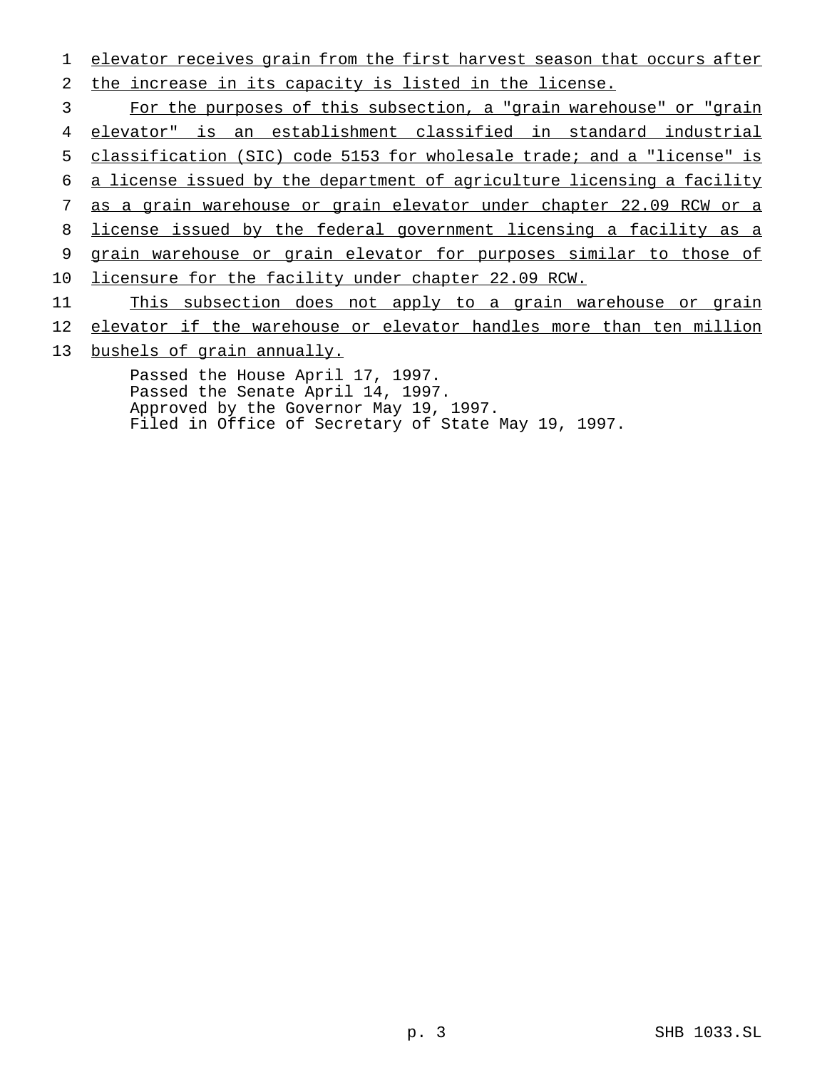elevator receives grain from the first harvest season that occurs after the increase in its capacity is listed in the license.

For the purposes of this subsection, a "grain warehouse" or "grain elevator" is an establishment classified in standard industrial classification (SIC) code 5153 for wholesale trade; and a "license" is a license issued by the department of agriculture licensing a facility as a grain warehouse or grain elevator under chapter 22.09 RCW or a license issued by the federal government licensing a facility as a grain warehouse or grain elevator for purposes similar to those of licensure for the facility under chapter 22.09 RCW.

This subsection does not apply to a grain warehouse or grain elevator if the warehouse or elevator handles more than ten million bushels of grain annually.

Passed the House April 17, 1997.
Passed the Senate April 14, 1997.
Approved by the Governor May 19, 1997.
Filed in Office of Secretary of State May 19, 1997.